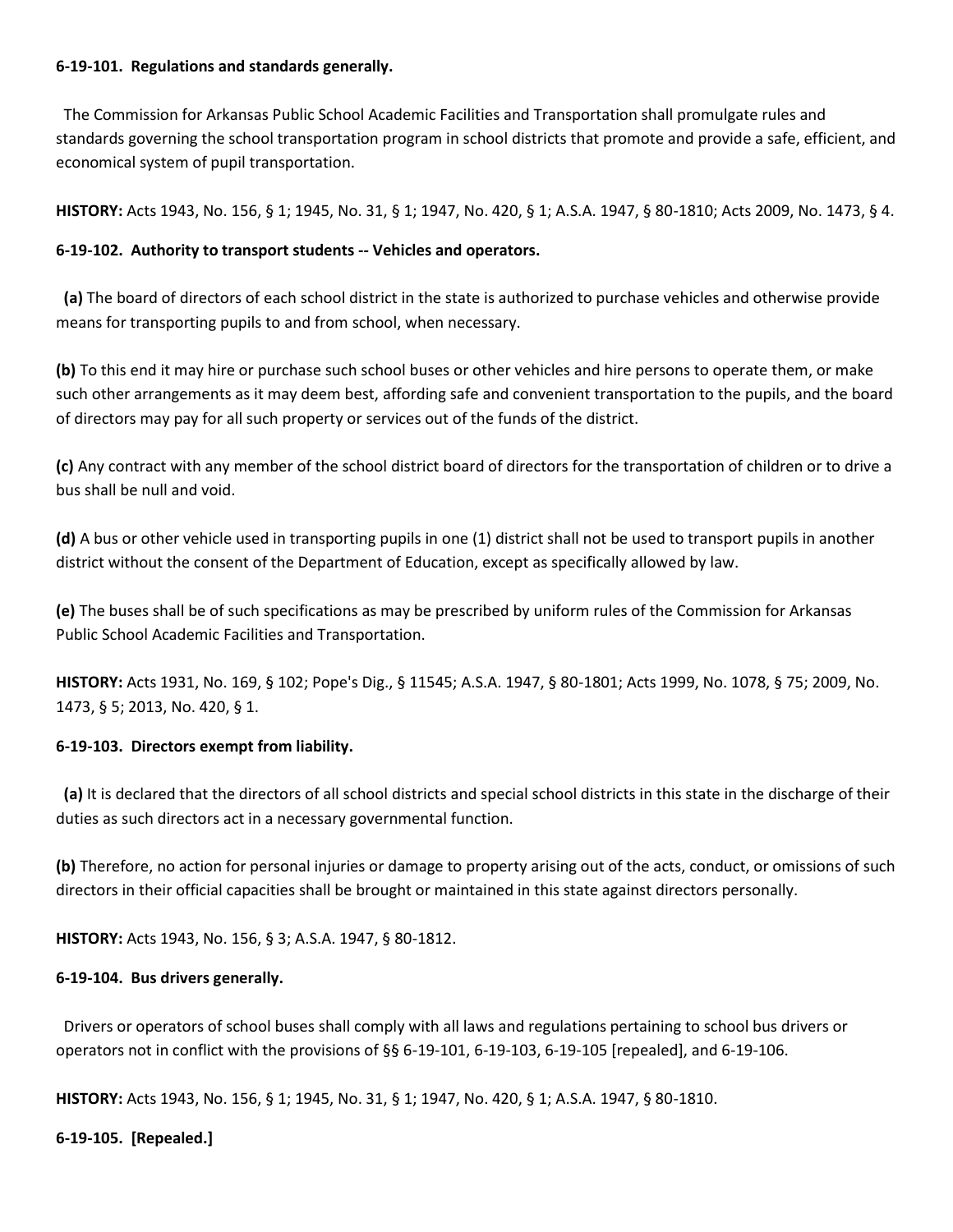**6-19-101. Regulations and standards generally.**

The Commission for Arkansas Public School Academic Facilities and Transportation shall promulgate rules and standards governing the school transportation program in school districts that promote and provide a safe, efficient, and economical system of pupil transportation.

**HISTORY:** Acts 1943, No. 156, § 1; 1945, No. 31, § 1; 1947, No. 420, § 1; A.S.A. 1947, § 80-1810; Acts 2009, No. 1473, § 4.

**6-19-102. Authority to transport students -- Vehicles and operators.**

**(a)** The board of directors of each school district in the state is authorized to purchase vehicles and otherwise provide means for transporting pupils to and from school, when necessary.

**(b)** To this end it may hire or purchase such school buses or other vehicles and hire persons to operate them, or make such other arrangements as it may deem best, affording safe and convenient transportation to the pupils, and the board of directors may pay for all such property or services out of the funds of the district.

**(c)** Any contract with any member of the school district board of directors for the transportation of children or to drive a bus shall be null and void.

**(d)** A bus or other vehicle used in transporting pupils in one (1) district shall not be used to transport pupils in another district without the consent of the Department of Education, except as specifically allowed by law.

**(e)** The buses shall be of such specifications as may be prescribed by uniform rules of the Commission for Arkansas Public School Academic Facilities and Transportation.

**HISTORY:** Acts 1931, No. 169, § 102; Pope's Dig., § 11545; A.S.A. 1947, § 80-1801; Acts 1999, No. 1078, § 75; 2009, No. 1473, § 5; 2013, No. 420, § 1.

**6-19-103. Directors exempt from liability.**

**(a)** It is declared that the directors of all school districts and special school districts in this state in the discharge of their duties as such directors act in a necessary governmental function.

**(b)** Therefore, no action for personal injuries or damage to property arising out of the acts, conduct, or omissions of such directors in their official capacities shall be brought or maintained in this state against directors personally.

**HISTORY:** Acts 1943, No. 156, § 3; A.S.A. 1947, § 80-1812.

**6-19-104. Bus drivers generally.**

Drivers or operators of school buses shall comply with all laws and regulations pertaining to school bus drivers or operators not in conflict with the provisions of §§ 6-19-101, 6-19-103, 6-19-105 [repealed], and 6-19-106.

**HISTORY:** Acts 1943, No. 156, § 1; 1945, No. 31, § 1; 1947, No. 420, § 1; A.S.A. 1947, § 80-1810.

**6-19-105. [Repealed.]**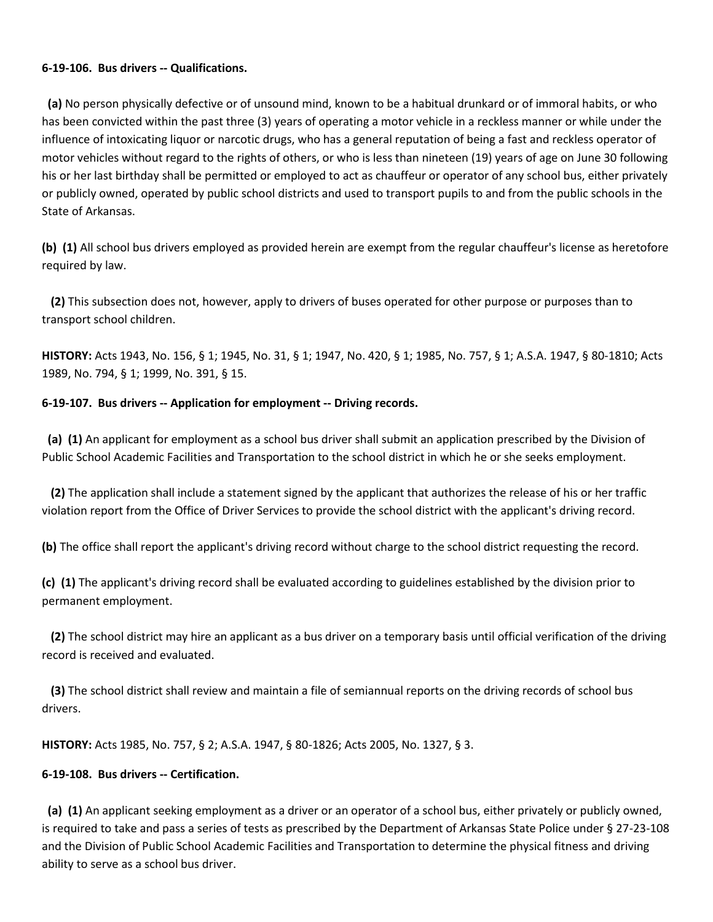**6-19-106. Bus drivers -- Qualifications.**

**(a)** No person physically defective or of unsound mind, known to be a habitual drunkard or of immoral habits, or who has been convicted within the past three (3) years of operating a motor vehicle in a reckless manner or while under the influence of intoxicating liquor or narcotic drugs, who has a general reputation of being a fast and reckless operator of motor vehicles without regard to the rights of others, or who is less than nineteen (19) years of age on June 30 following his or her last birthday shall be permitted or employed to act as chauffeur or operator of any school bus, either privately or publicly owned, operated by public school districts and used to transport pupils to and from the public schools in the State of Arkansas.

**(b) (1)** All school bus drivers employed as provided herein are exempt from the regular chauffeur's license as heretofore required by law.

**(2)** This subsection does not, however, apply to drivers of buses operated for other purpose or purposes than to transport school children.

**HISTORY:** Acts 1943, No. 156, § 1; 1945, No. 31, § 1; 1947, No. 420, § 1; 1985, No. 757, § 1; A.S.A. 1947, § 80-1810; Acts 1989, No. 794, § 1; 1999, No. 391, § 15.

**6-19-107. Bus drivers -- Application for employment -- Driving records.**

**(a) (1)** An applicant for employment as a school bus driver shall submit an application prescribed by the Division of Public School Academic Facilities and Transportation to the school district in which he or she seeks employment.

**(2)** The application shall include a statement signed by the applicant that authorizes the release of his or her traffic violation report from the Office of Driver Services to provide the school district with the applicant's driving record.

**(b)** The office shall report the applicant's driving record without charge to the school district requesting the record.

**(c) (1)** The applicant's driving record shall be evaluated according to guidelines established by the division prior to permanent employment.

**(2)** The school district may hire an applicant as a bus driver on a temporary basis until official verification of the driving record is received and evaluated.

**(3)** The school district shall review and maintain a file of semiannual reports on the driving records of school bus drivers.

**HISTORY:** Acts 1985, No. 757, § 2; A.S.A. 1947, § 80-1826; Acts 2005, No. 1327, § 3.

**6-19-108. Bus drivers -- Certification.**

**(a) (1)** An applicant seeking employment as a driver or an operator of a school bus, either privately or publicly owned, is required to take and pass a series of tests as prescribed by the Department of Arkansas State Police under § 27-23-108 and the Division of Public School Academic Facilities and Transportation to determine the physical fitness and driving ability to serve as a school bus driver.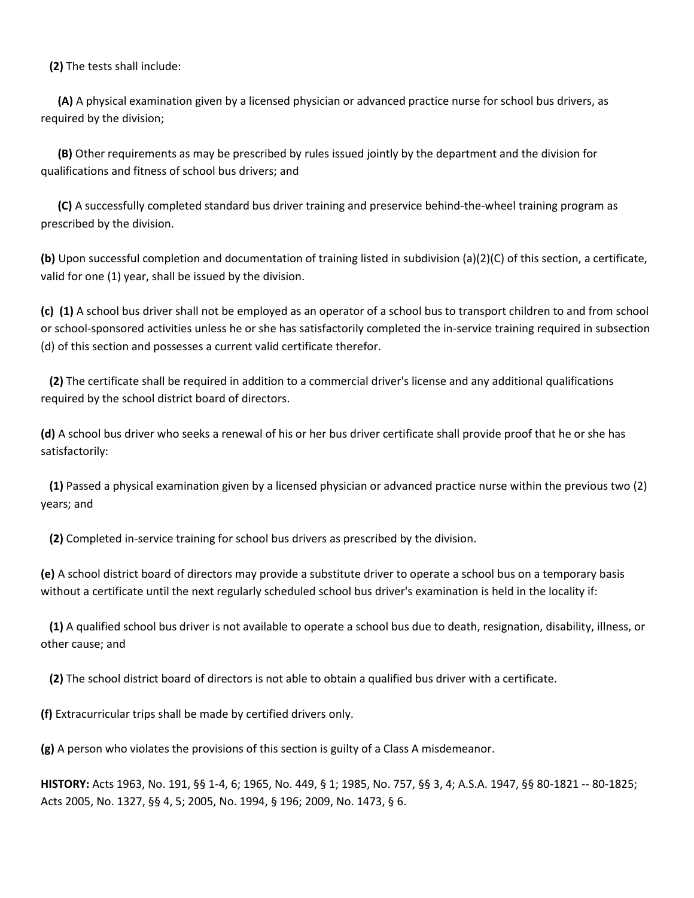**(2)** The tests shall include:

**(A)** A physical examination given by a licensed physician or advanced practice nurse for school bus drivers, as required by the division;

**(B)** Other requirements as may be prescribed by rules issued jointly by the department and the division for qualifications and fitness of school bus drivers; and

**(C)** A successfully completed standard bus driver training and preservice behind-the-wheel training program as prescribed by the division.

**(b)** Upon successful completion and documentation of training listed in subdivision (a)(2)(C) of this section, a certificate, valid for one (1) year, shall be issued by the division.

**(c)** **(1)** A school bus driver shall not be employed as an operator of a school bus to transport children to and from school or school-sponsored activities unless he or she has satisfactorily completed the in-service training required in subsection (d) of this section and possesses a current valid certificate therefor.

**(2)** The certificate shall be required in addition to a commercial driver's license and any additional qualifications required by the school district board of directors.

**(d)** A school bus driver who seeks a renewal of his or her bus driver certificate shall provide proof that he or she has satisfactorily:

**(1)** Passed a physical examination given by a licensed physician or advanced practice nurse within the previous two (2) years; and

**(2)** Completed in-service training for school bus drivers as prescribed by the division.

**(e)** A school district board of directors may provide a substitute driver to operate a school bus on a temporary basis without a certificate until the next regularly scheduled school bus driver's examination is held in the locality if:

**(1)** A qualified school bus driver is not available to operate a school bus due to death, resignation, disability, illness, or other cause; and

**(2)** The school district board of directors is not able to obtain a qualified bus driver with a certificate.

**(f)** Extracurricular trips shall be made by certified drivers only.

**(g)** A person who violates the provisions of this section is guilty of a Class A misdemeanor.

**HISTORY:** Acts 1963, No. 191, §§ 1-4, 6; 1965, No. 449, § 1; 1985, No. 757, §§ 3, 4; A.S.A. 1947, §§ 80-1821 -- 80-1825; Acts 2005, No. 1327, §§ 4, 5; 2005, No. 1994, § 196; 2009, No. 1473, § 6.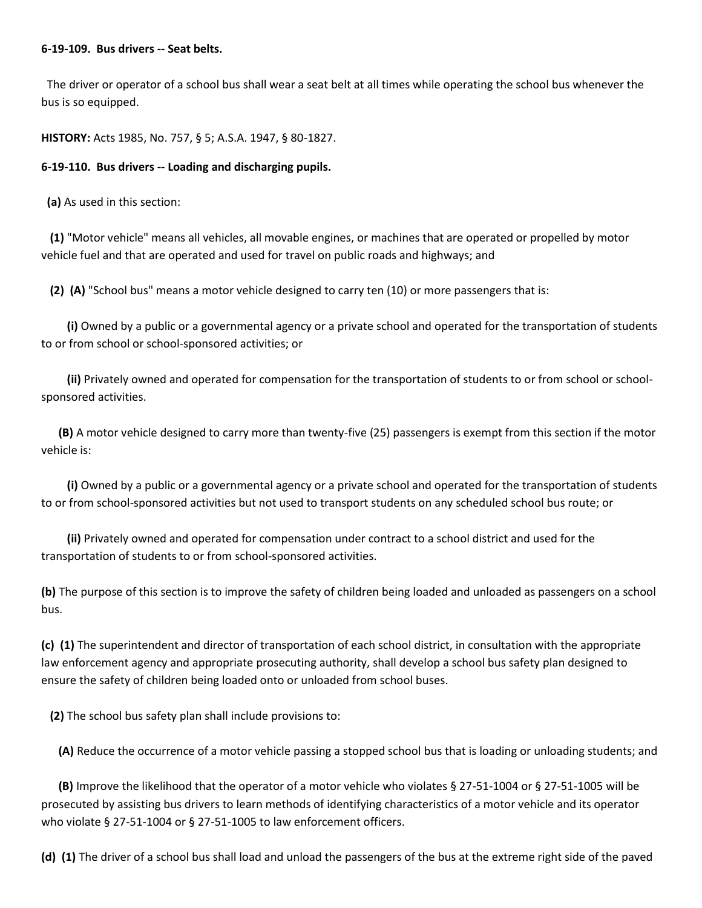**6-19-109. Bus drivers -- Seat belts.**

The driver or operator of a school bus shall wear a seat belt at all times while operating the school bus whenever the bus is so equipped.

**HISTORY:** Acts 1985, No. 757, § 5; A.S.A. 1947, § 80-1827.

**6-19-110. Bus drivers -- Loading and discharging pupils.**

**(a)** As used in this section:

**(1)** "Motor vehicle" means all vehicles, all movable engines, or machines that are operated or propelled by motor vehicle fuel and that are operated and used for travel on public roads and highways; and

**(2) (A)** "School bus" means a motor vehicle designed to carry ten (10) or more passengers that is:

**(i)** Owned by a public or a governmental agency or a private school and operated for the transportation of students to or from school or school-sponsored activities; or

**(ii)** Privately owned and operated for compensation for the transportation of students to or from school or school-sponsored activities.

**(B)** A motor vehicle designed to carry more than twenty-five (25) passengers is exempt from this section if the motor vehicle is:

**(i)** Owned by a public or a governmental agency or a private school and operated for the transportation of students to or from school-sponsored activities but not used to transport students on any scheduled school bus route; or

**(ii)** Privately owned and operated for compensation under contract to a school district and used for the transportation of students to or from school-sponsored activities.

**(b)** The purpose of this section is to improve the safety of children being loaded and unloaded as passengers on a school bus.

**(c) (1)** The superintendent and director of transportation of each school district, in consultation with the appropriate law enforcement agency and appropriate prosecuting authority, shall develop a school bus safety plan designed to ensure the safety of children being loaded onto or unloaded from school buses.

**(2)** The school bus safety plan shall include provisions to:

**(A)** Reduce the occurrence of a motor vehicle passing a stopped school bus that is loading or unloading students; and

**(B)** Improve the likelihood that the operator of a motor vehicle who violates § 27-51-1004 or § 27-51-1005 will be prosecuted by assisting bus drivers to learn methods of identifying characteristics of a motor vehicle and its operator who violate § 27-51-1004 or § 27-51-1005 to law enforcement officers.

**(d) (1)** The driver of a school bus shall load and unload the passengers of the bus at the extreme right side of the paved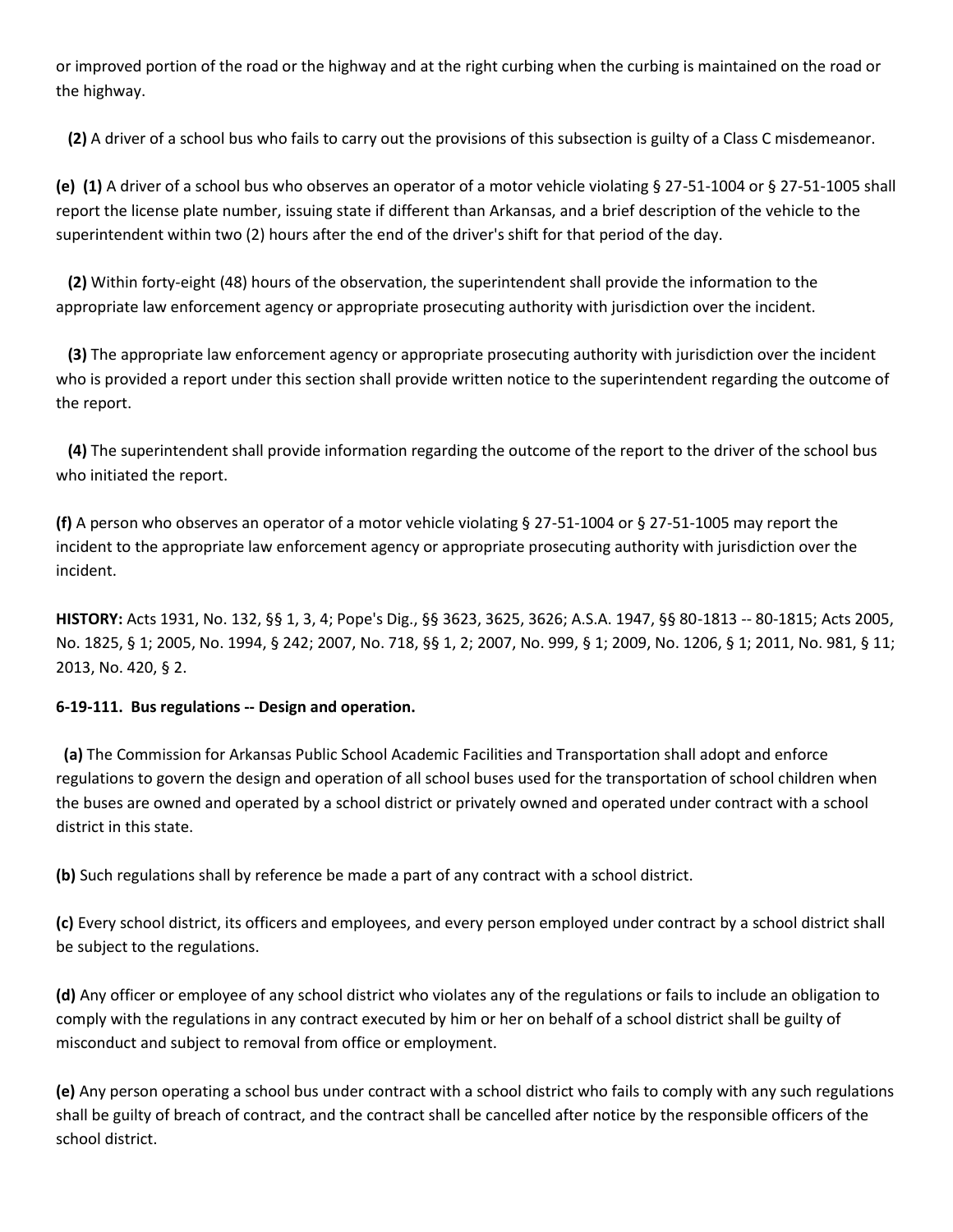or improved portion of the road or the highway and at the right curbing when the curbing is maintained on the road or the highway.

**(2)** A driver of a school bus who fails to carry out the provisions of this subsection is guilty of a Class C misdemeanor.

**(e)** **(1)** A driver of a school bus who observes an operator of a motor vehicle violating § 27-51-1004 or § 27-51-1005 shall report the license plate number, issuing state if different than Arkansas, and a brief description of the vehicle to the superintendent within two (2) hours after the end of the driver's shift for that period of the day.

**(2)** Within forty-eight (48) hours of the observation, the superintendent shall provide the information to the appropriate law enforcement agency or appropriate prosecuting authority with jurisdiction over the incident.

**(3)** The appropriate law enforcement agency or appropriate prosecuting authority with jurisdiction over the incident who is provided a report under this section shall provide written notice to the superintendent regarding the outcome of the report.

**(4)** The superintendent shall provide information regarding the outcome of the report to the driver of the school bus who initiated the report.

**(f)** A person who observes an operator of a motor vehicle violating § 27-51-1004 or § 27-51-1005 may report the incident to the appropriate law enforcement agency or appropriate prosecuting authority with jurisdiction over the incident.

**HISTORY:** Acts 1931, No. 132, §§ 1, 3, 4; Pope's Dig., §§ 3623, 3625, 3626; A.S.A. 1947, §§ 80-1813 -- 80-1815; Acts 2005, No. 1825, § 1; 2005, No. 1994, § 242; 2007, No. 718, §§ 1, 2; 2007, No. 999, § 1; 2009, No. 1206, § 1; 2011, No. 981, § 11; 2013, No. 420, § 2.

**6-19-111. Bus regulations -- Design and operation.**

**(a)** The Commission for Arkansas Public School Academic Facilities and Transportation shall adopt and enforce regulations to govern the design and operation of all school buses used for the transportation of school children when the buses are owned and operated by a school district or privately owned and operated under contract with a school district in this state.

**(b)** Such regulations shall by reference be made a part of any contract with a school district.

**(c)** Every school district, its officers and employees, and every person employed under contract by a school district shall be subject to the regulations.

**(d)** Any officer or employee of any school district who violates any of the regulations or fails to include an obligation to comply with the regulations in any contract executed by him or her on behalf of a school district shall be guilty of misconduct and subject to removal from office or employment.

**(e)** Any person operating a school bus under contract with a school district who fails to comply with any such regulations shall be guilty of breach of contract, and the contract shall be cancelled after notice by the responsible officers of the school district.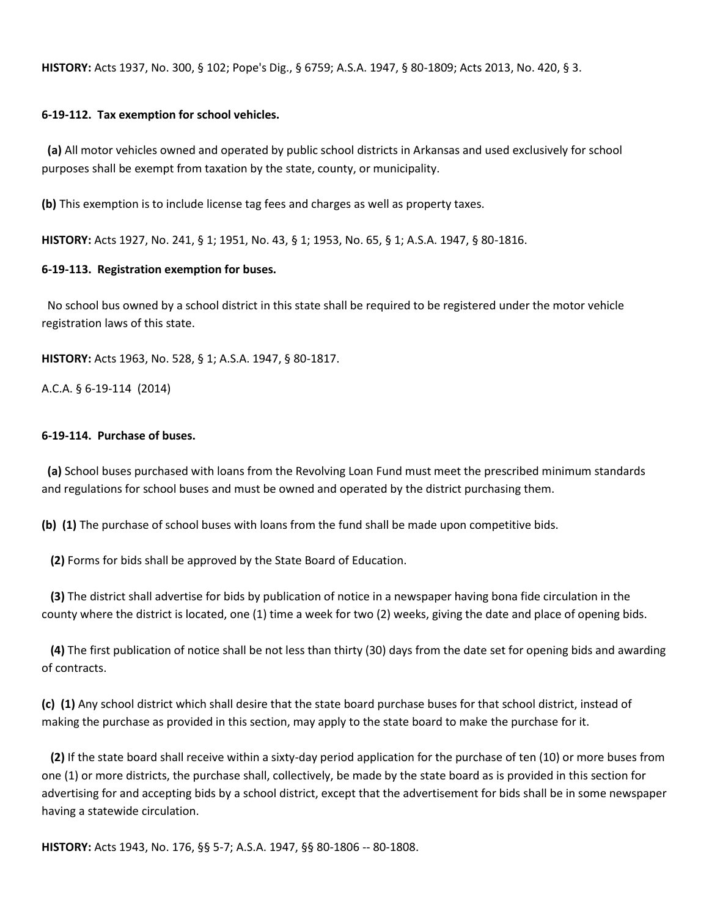**HISTORY:** Acts 1937, No. 300, § 102; Pope's Dig., § 6759; A.S.A. 1947, § 80-1809; Acts 2013, No. 420, § 3.

**6-19-112. Tax exemption for school vehicles.**

**(a)** All motor vehicles owned and operated by public school districts in Arkansas and used exclusively for school purposes shall be exempt from taxation by the state, county, or municipality.

**(b)** This exemption is to include license tag fees and charges as well as property taxes.

**HISTORY:** Acts 1927, No. 241, § 1; 1951, No. 43, § 1; 1953, No. 65, § 1; A.S.A. 1947, § 80-1816.

**6-19-113. Registration exemption for buses.**

No school bus owned by a school district in this state shall be required to be registered under the motor vehicle registration laws of this state.

**HISTORY:** Acts 1963, No. 528, § 1; A.S.A. 1947, § 80-1817.

A.C.A. § 6-19-114 (2014)

**6-19-114. Purchase of buses.**

**(a)** School buses purchased with loans from the Revolving Loan Fund must meet the prescribed minimum standards and regulations for school buses and must be owned and operated by the district purchasing them.

**(b) (1)** The purchase of school buses with loans from the fund shall be made upon competitive bids.

**(2)** Forms for bids shall be approved by the State Board of Education.

**(3)** The district shall advertise for bids by publication of notice in a newspaper having bona fide circulation in the county where the district is located, one (1) time a week for two (2) weeks, giving the date and place of opening bids.

**(4)** The first publication of notice shall be not less than thirty (30) days from the date set for opening bids and awarding of contracts.

**(c) (1)** Any school district which shall desire that the state board purchase buses for that school district, instead of making the purchase as provided in this section, may apply to the state board to make the purchase for it.

**(2)** If the state board shall receive within a sixty-day period application for the purchase of ten (10) or more buses from one (1) or more districts, the purchase shall, collectively, be made by the state board as is provided in this section for advertising for and accepting bids by a school district, except that the advertisement for bids shall be in some newspaper having a statewide circulation.

**HISTORY:** Acts 1943, No. 176, §§ 5-7; A.S.A. 1947, §§ 80-1806 -- 80-1808.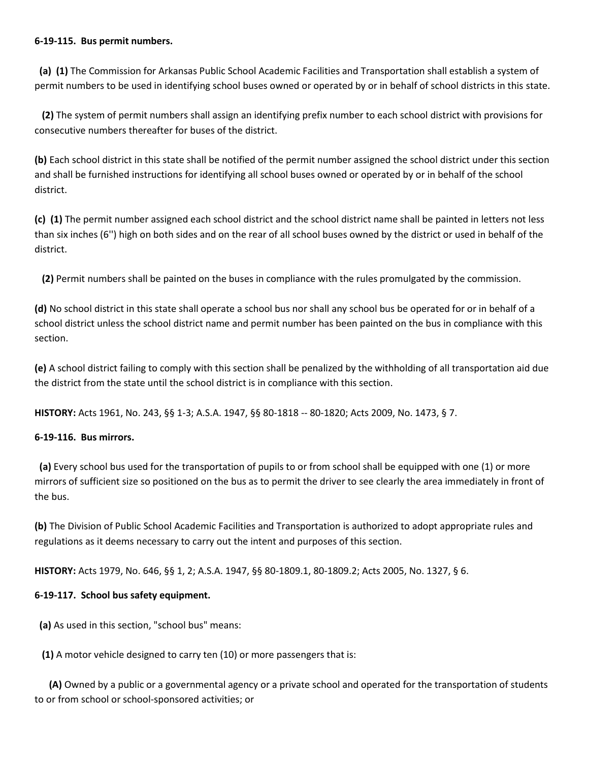**6-19-115. Bus permit numbers.**

**(a) (1)** The Commission for Arkansas Public School Academic Facilities and Transportation shall establish a system of permit numbers to be used in identifying school buses owned or operated by or in behalf of school districts in this state.

**(2)** The system of permit numbers shall assign an identifying prefix number to each school district with provisions for consecutive numbers thereafter for buses of the district.

**(b)** Each school district in this state shall be notified of the permit number assigned the school district under this section and shall be furnished instructions for identifying all school buses owned or operated by or in behalf of the school district.

**(c) (1)** The permit number assigned each school district and the school district name shall be painted in letters not less than six inches (6'') high on both sides and on the rear of all school buses owned by the district or used in behalf of the district.

**(2)** Permit numbers shall be painted on the buses in compliance with the rules promulgated by the commission.

**(d)** No school district in this state shall operate a school bus nor shall any school bus be operated for or in behalf of a school district unless the school district name and permit number has been painted on the bus in compliance with this section.

**(e)** A school district failing to comply with this section shall be penalized by the withholding of all transportation aid due the district from the state until the school district is in compliance with this section.

**HISTORY:** Acts 1961, No. 243, §§ 1-3; A.S.A. 1947, §§ 80-1818 -- 80-1820; Acts 2009, No. 1473, § 7.

**6-19-116. Bus mirrors.**

**(a)** Every school bus used for the transportation of pupils to or from school shall be equipped with one (1) or more mirrors of sufficient size so positioned on the bus as to permit the driver to see clearly the area immediately in front of the bus.

**(b)** The Division of Public School Academic Facilities and Transportation is authorized to adopt appropriate rules and regulations as it deems necessary to carry out the intent and purposes of this section.

**HISTORY:** Acts 1979, No. 646, §§ 1, 2; A.S.A. 1947, §§ 80-1809.1, 80-1809.2; Acts 2005, No. 1327, § 6.

**6-19-117. School bus safety equipment.**

**(a)** As used in this section, "school bus" means:

**(1)** A motor vehicle designed to carry ten (10) or more passengers that is:

**(A)** Owned by a public or a governmental agency or a private school and operated for the transportation of students to or from school or school-sponsored activities; or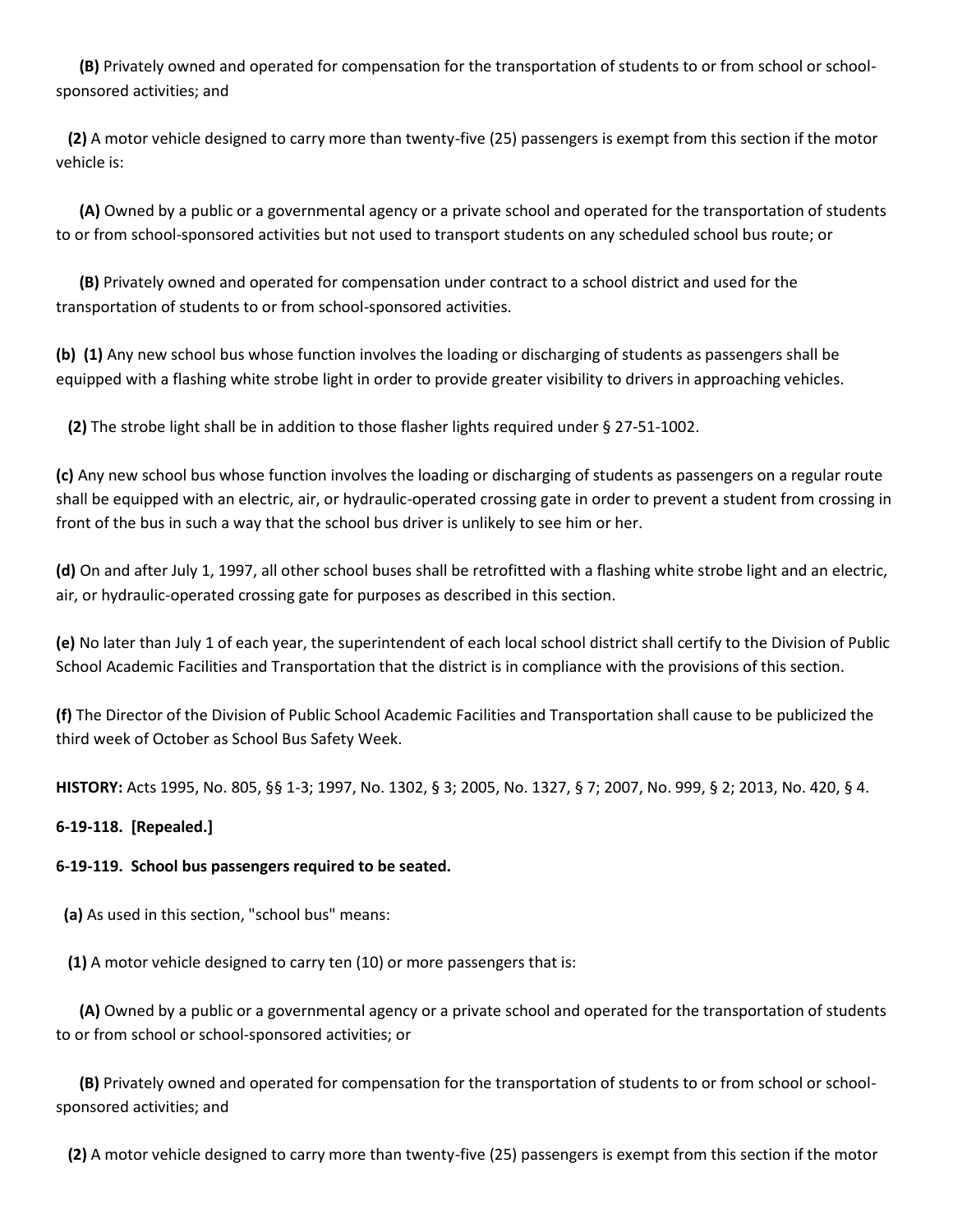**(B)** Privately owned and operated for compensation for the transportation of students to or from school or school-sponsored activities; and

**(2)** A motor vehicle designed to carry more than twenty-five (25) passengers is exempt from this section if the motor vehicle is:

**(A)** Owned by a public or a governmental agency or a private school and operated for the transportation of students to or from school-sponsored activities but not used to transport students on any scheduled school bus route; or

**(B)** Privately owned and operated for compensation under contract to a school district and used for the transportation of students to or from school-sponsored activities.

**(b)** **(1)** Any new school bus whose function involves the loading or discharging of students as passengers shall be equipped with a flashing white strobe light in order to provide greater visibility to drivers in approaching vehicles.

**(2)** The strobe light shall be in addition to those flasher lights required under § 27-51-1002.

**(c)** Any new school bus whose function involves the loading or discharging of students as passengers on a regular route shall be equipped with an electric, air, or hydraulic-operated crossing gate in order to prevent a student from crossing in front of the bus in such a way that the school bus driver is unlikely to see him or her.

**(d)** On and after July 1, 1997, all other school buses shall be retrofitted with a flashing white strobe light and an electric, air, or hydraulic-operated crossing gate for purposes as described in this section.

**(e)** No later than July 1 of each year, the superintendent of each local school district shall certify to the Division of Public School Academic Facilities and Transportation that the district is in compliance with the provisions of this section.

**(f)** The Director of the Division of Public School Academic Facilities and Transportation shall cause to be publicized the third week of October as School Bus Safety Week.

**HISTORY:** Acts 1995, No. 805, §§ 1-3; 1997, No. 1302, § 3; 2005, No. 1327, § 7; 2007, No. 999, § 2; 2013, No. 420, § 4.

**6-19-118. [Repealed.]**

**6-19-119. School bus passengers required to be seated.**

**(a)** As used in this section, "school bus" means:

**(1)** A motor vehicle designed to carry ten (10) or more passengers that is:

**(A)** Owned by a public or a governmental agency or a private school and operated for the transportation of students to or from school or school-sponsored activities; or

**(B)** Privately owned and operated for compensation for the transportation of students to or from school or school-sponsored activities; and

**(2)** A motor vehicle designed to carry more than twenty-five (25) passengers is exempt from this section if the motor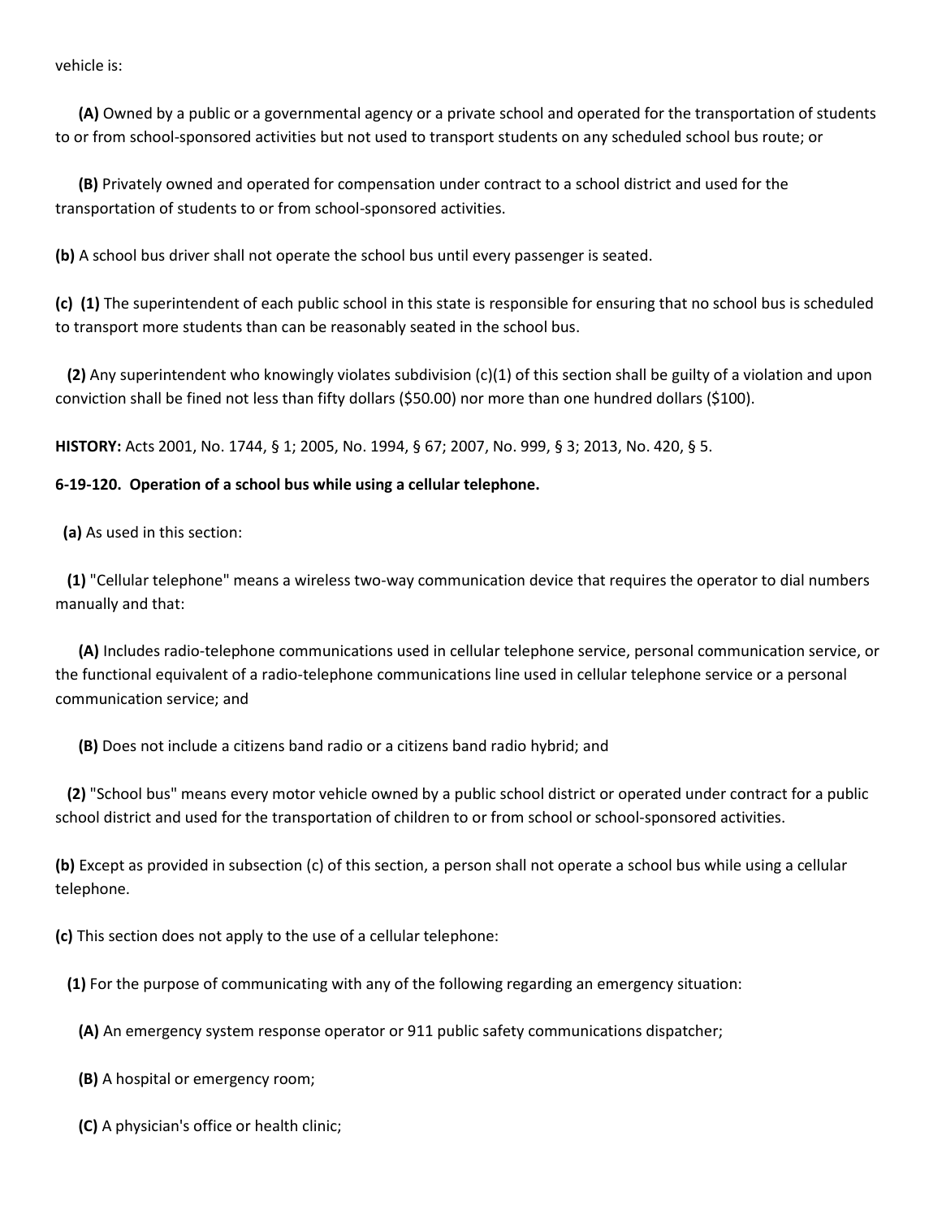vehicle is:

**(A)** Owned by a public or a governmental agency or a private school and operated for the transportation of students to or from school-sponsored activities but not used to transport students on any scheduled school bus route; or

**(B)** Privately owned and operated for compensation under contract to a school district and used for the transportation of students to or from school-sponsored activities.

**(b)** A school bus driver shall not operate the school bus until every passenger is seated.

**(c)** **(1)** The superintendent of each public school in this state is responsible for ensuring that no school bus is scheduled to transport more students than can be reasonably seated in the school bus.

**(2)** Any superintendent who knowingly violates subdivision (c)(1) of this section shall be guilty of a violation and upon conviction shall be fined not less than fifty dollars ($50.00) nor more than one hundred dollars ($100).

**HISTORY:** Acts 2001, No. 1744, § 1; 2005, No. 1994, § 67; 2007, No. 999, § 3; 2013, No. 420, § 5.

**6-19-120. Operation of a school bus while using a cellular telephone.**

**(a)** As used in this section:

**(1)** "Cellular telephone" means a wireless two-way communication device that requires the operator to dial numbers manually and that:

**(A)** Includes radio-telephone communications used in cellular telephone service, personal communication service, or the functional equivalent of a radio-telephone communications line used in cellular telephone service or a personal communication service; and

**(B)** Does not include a citizens band radio or a citizens band radio hybrid; and

**(2)** "School bus" means every motor vehicle owned by a public school district or operated under contract for a public school district and used for the transportation of children to or from school or school-sponsored activities.

**(b)** Except as provided in subsection (c) of this section, a person shall not operate a school bus while using a cellular telephone.

**(c)** This section does not apply to the use of a cellular telephone:

**(1)** For the purpose of communicating with any of the following regarding an emergency situation:

**(A)** An emergency system response operator or 911 public safety communications dispatcher;

**(B)** A hospital or emergency room;

**(C)** A physician's office or health clinic;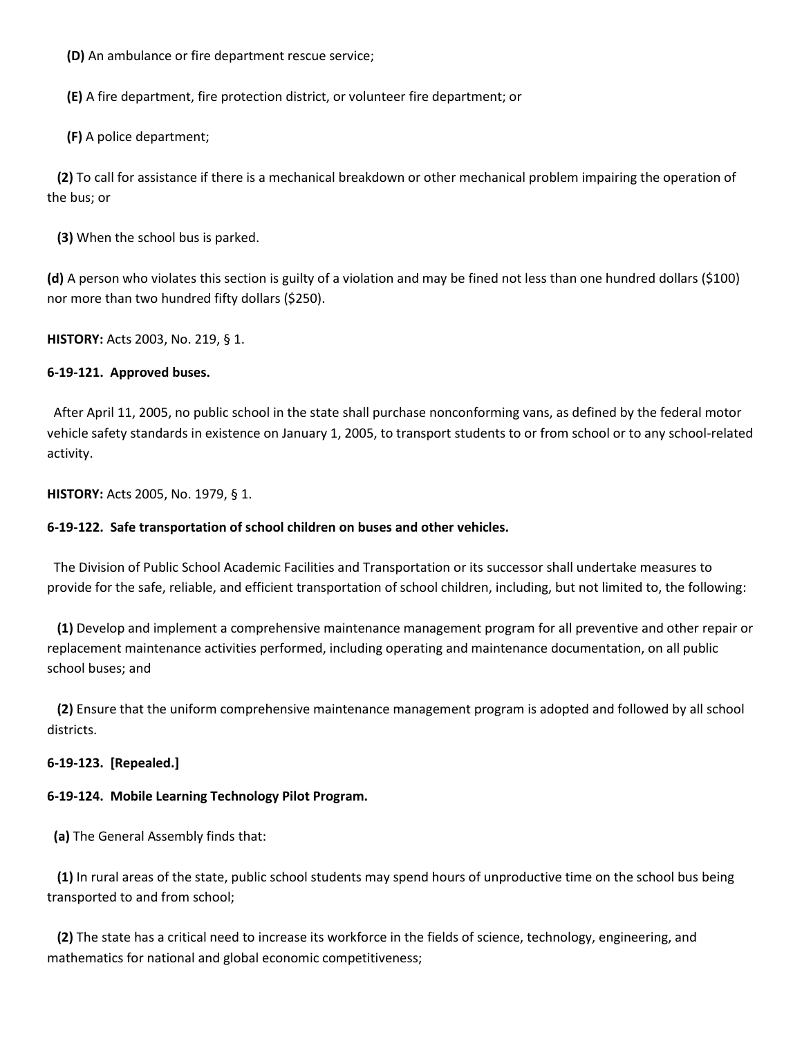**(D)** An ambulance or fire department rescue service;

**(E)** A fire department, fire protection district, or volunteer fire department; or

**(F)** A police department;

**(2)** To call for assistance if there is a mechanical breakdown or other mechanical problem impairing the operation of the bus; or

**(3)** When the school bus is parked.

**(d)** A person who violates this section is guilty of a violation and may be fined not less than one hundred dollars ($100) nor more than two hundred fifty dollars ($250).

**HISTORY:** Acts 2003, No. 219, § 1.

**6-19-121. Approved buses.**

After April 11, 2005, no public school in the state shall purchase nonconforming vans, as defined by the federal motor vehicle safety standards in existence on January 1, 2005, to transport students to or from school or to any school-related activity.

**HISTORY:** Acts 2005, No. 1979, § 1.

**6-19-122. Safe transportation of school children on buses and other vehicles.**

The Division of Public School Academic Facilities and Transportation or its successor shall undertake measures to provide for the safe, reliable, and efficient transportation of school children, including, but not limited to, the following:

**(1)** Develop and implement a comprehensive maintenance management program for all preventive and other repair or replacement maintenance activities performed, including operating and maintenance documentation, on all public school buses; and

**(2)** Ensure that the uniform comprehensive maintenance management program is adopted and followed by all school districts.

**6-19-123. [Repealed.]**

**6-19-124. Mobile Learning Technology Pilot Program.**

**(a)** The General Assembly finds that:

**(1)** In rural areas of the state, public school students may spend hours of unproductive time on the school bus being transported to and from school;

**(2)** The state has a critical need to increase its workforce in the fields of science, technology, engineering, and mathematics for national and global economic competitiveness;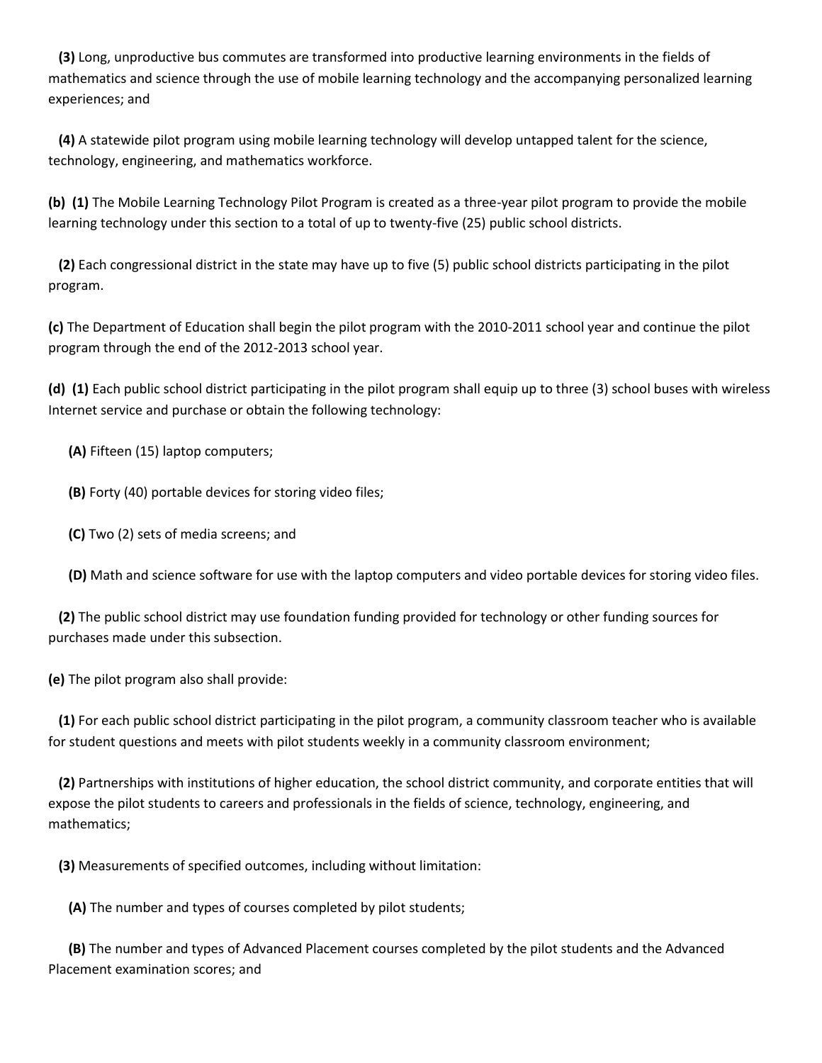**(3)** Long, unproductive bus commutes are transformed into productive learning environments in the fields of mathematics and science through the use of mobile learning technology and the accompanying personalized learning experiences; and

**(4)** A statewide pilot program using mobile learning technology will develop untapped talent for the science, technology, engineering, and mathematics workforce.

**(b)** **(1)** The Mobile Learning Technology Pilot Program is created as a three-year pilot program to provide the mobile learning technology under this section to a total of up to twenty-five (25) public school districts.

**(2)** Each congressional district in the state may have up to five (5) public school districts participating in the pilot program.

**(c)** The Department of Education shall begin the pilot program with the 2010-2011 school year and continue the pilot program through the end of the 2012-2013 school year.

**(d)** **(1)** Each public school district participating in the pilot program shall equip up to three (3) school buses with wireless Internet service and purchase or obtain the following technology:

**(A)** Fifteen (15) laptop computers;

**(B)** Forty (40) portable devices for storing video files;

**(C)** Two (2) sets of media screens; and

**(D)** Math and science software for use with the laptop computers and video portable devices for storing video files.

**(2)** The public school district may use foundation funding provided for technology or other funding sources for purchases made under this subsection.

**(e)** The pilot program also shall provide:

**(1)** For each public school district participating in the pilot program, a community classroom teacher who is available for student questions and meets with pilot students weekly in a community classroom environment;

**(2)** Partnerships with institutions of higher education, the school district community, and corporate entities that will expose the pilot students to careers and professionals in the fields of science, technology, engineering, and mathematics;

**(3)** Measurements of specified outcomes, including without limitation:

**(A)** The number and types of courses completed by pilot students;

**(B)** The number and types of Advanced Placement courses completed by the pilot students and the Advanced Placement examination scores; and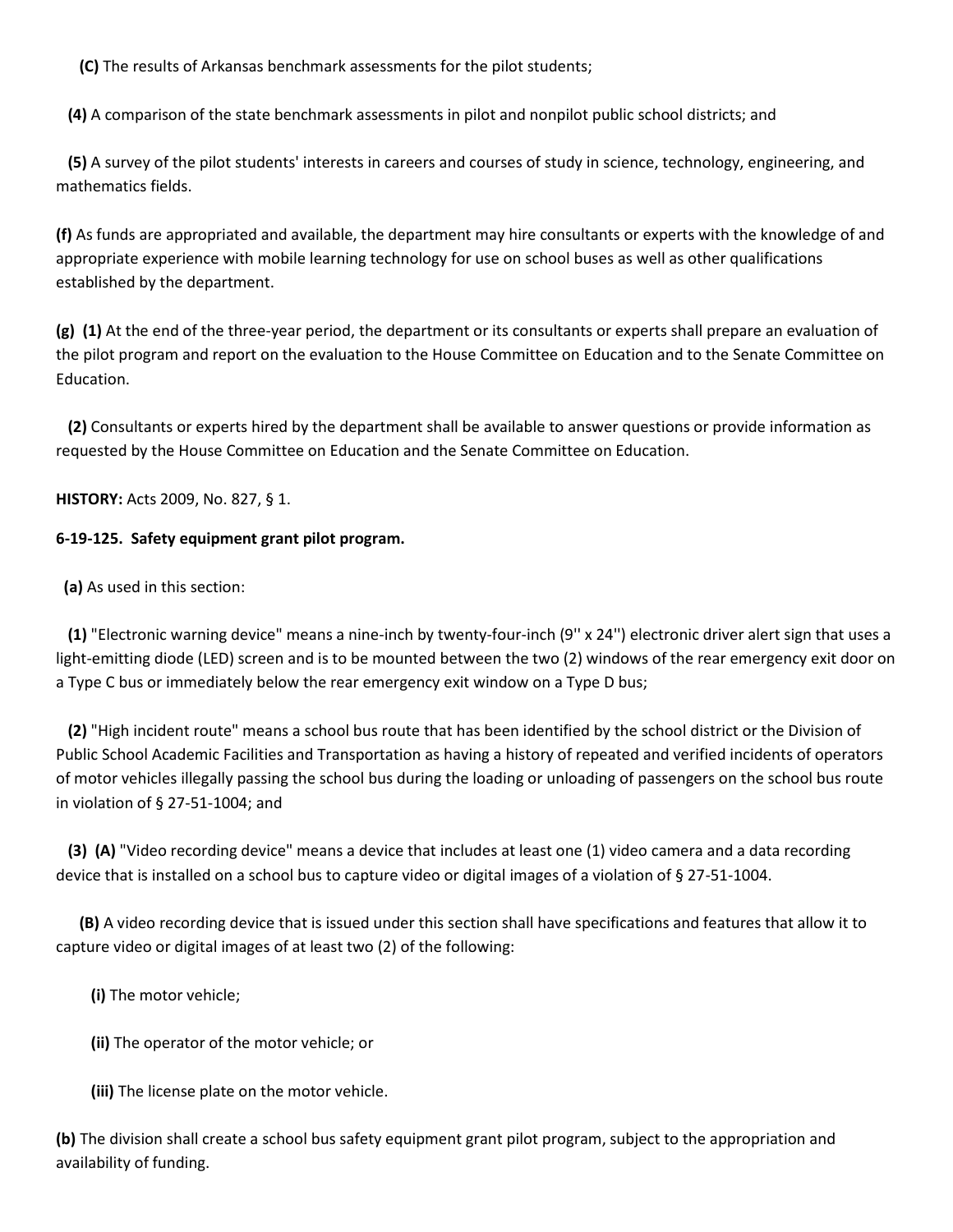**(C)** The results of Arkansas benchmark assessments for the pilot students;

**(4)** A comparison of the state benchmark assessments in pilot and nonpilot public school districts; and

**(5)** A survey of the pilot students' interests in careers and courses of study in science, technology, engineering, and mathematics fields.

**(f)** As funds are appropriated and available, the department may hire consultants or experts with the knowledge of and appropriate experience with mobile learning technology for use on school buses as well as other qualifications established by the department.

**(g)** **(1)** At the end of the three-year period, the department or its consultants or experts shall prepare an evaluation of the pilot program and report on the evaluation to the House Committee on Education and to the Senate Committee on Education.

**(2)** Consultants or experts hired by the department shall be available to answer questions or provide information as requested by the House Committee on Education and the Senate Committee on Education.

**HISTORY:** Acts 2009, No. 827, § 1.

**6-19-125. Safety equipment grant pilot program.**

**(a)** As used in this section:

**(1)** "Electronic warning device" means a nine-inch by twenty-four-inch (9'' x 24'') electronic driver alert sign that uses a light-emitting diode (LED) screen and is to be mounted between the two (2) windows of the rear emergency exit door on a Type C bus or immediately below the rear emergency exit window on a Type D bus;

**(2)** "High incident route" means a school bus route that has been identified by the school district or the Division of Public School Academic Facilities and Transportation as having a history of repeated and verified incidents of operators of motor vehicles illegally passing the school bus during the loading or unloading of passengers on the school bus route in violation of § 27-51-1004; and

**(3)** **(A)** "Video recording device" means a device that includes at least one (1) video camera and a data recording device that is installed on a school bus to capture video or digital images of a violation of § 27-51-1004.

**(B)** A video recording device that is issued under this section shall have specifications and features that allow it to capture video or digital images of at least two (2) of the following:

**(i)** The motor vehicle;

**(ii)** The operator of the motor vehicle; or

**(iii)** The license plate on the motor vehicle.

**(b)** The division shall create a school bus safety equipment grant pilot program, subject to the appropriation and availability of funding.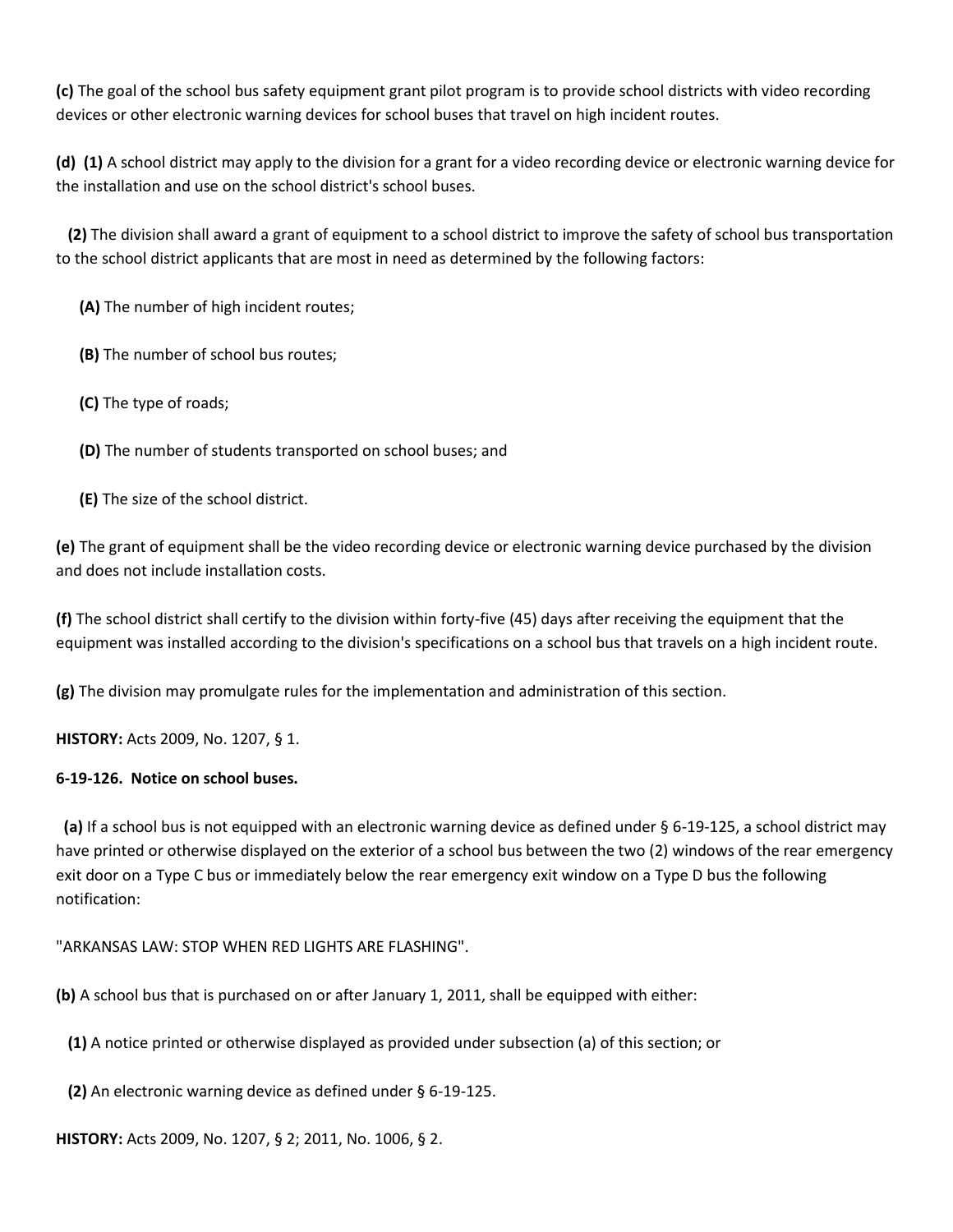**(c)** The goal of the school bus safety equipment grant pilot program is to provide school districts with video recording devices or other electronic warning devices for school buses that travel on high incident routes.

**(d) (1)** A school district may apply to the division for a grant for a video recording device or electronic warning device for the installation and use on the school district's school buses.

**(2)** The division shall award a grant of equipment to a school district to improve the safety of school bus transportation to the school district applicants that are most in need as determined by the following factors:

**(A)** The number of high incident routes;

**(B)** The number of school bus routes;

**(C)** The type of roads;

**(D)** The number of students transported on school buses; and

**(E)** The size of the school district.

**(e)** The grant of equipment shall be the video recording device or electronic warning device purchased by the division and does not include installation costs.

**(f)** The school district shall certify to the division within forty-five (45) days after receiving the equipment that the equipment was installed according to the division's specifications on a school bus that travels on a high incident route.

**(g)** The division may promulgate rules for the implementation and administration of this section.

**HISTORY:** Acts 2009, No. 1207, § 1.

**6-19-126. Notice on school buses.**

**(a)** If a school bus is not equipped with an electronic warning device as defined under § 6-19-125, a school district may have printed or otherwise displayed on the exterior of a school bus between the two (2) windows of the rear emergency exit door on a Type C bus or immediately below the rear emergency exit window on a Type D bus the following notification:

"ARKANSAS LAW: STOP WHEN RED LIGHTS ARE FLASHING".

**(b)** A school bus that is purchased on or after January 1, 2011, shall be equipped with either:

**(1)** A notice printed or otherwise displayed as provided under subsection (a) of this section; or

**(2)** An electronic warning device as defined under § 6-19-125.

**HISTORY:** Acts 2009, No. 1207, § 2; 2011, No. 1006, § 2.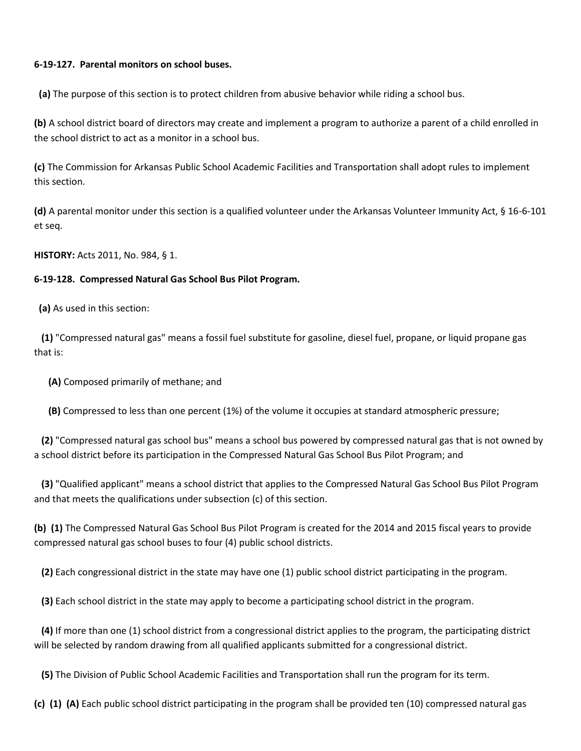**6-19-127. Parental monitors on school buses.**

**(a)** The purpose of this section is to protect children from abusive behavior while riding a school bus.

**(b)** A school district board of directors may create and implement a program to authorize a parent of a child enrolled in the school district to act as a monitor in a school bus.

**(c)** The Commission for Arkansas Public School Academic Facilities and Transportation shall adopt rules to implement this section.

**(d)** A parental monitor under this section is a qualified volunteer under the Arkansas Volunteer Immunity Act, § 16-6-101 et seq.

**HISTORY:** Acts 2011, No. 984, § 1.

**6-19-128. Compressed Natural Gas School Bus Pilot Program.**

**(a)** As used in this section:

**(1)** "Compressed natural gas" means a fossil fuel substitute for gasoline, diesel fuel, propane, or liquid propane gas that is:

**(A)** Composed primarily of methane; and

**(B)** Compressed to less than one percent (1%) of the volume it occupies at standard atmospheric pressure;

**(2)** "Compressed natural gas school bus" means a school bus powered by compressed natural gas that is not owned by a school district before its participation in the Compressed Natural Gas School Bus Pilot Program; and

**(3)** "Qualified applicant" means a school district that applies to the Compressed Natural Gas School Bus Pilot Program and that meets the qualifications under subsection (c) of this section.

**(b) (1)** The Compressed Natural Gas School Bus Pilot Program is created for the 2014 and 2015 fiscal years to provide compressed natural gas school buses to four (4) public school districts.

**(2)** Each congressional district in the state may have one (1) public school district participating in the program.

**(3)** Each school district in the state may apply to become a participating school district in the program.

**(4)** If more than one (1) school district from a congressional district applies to the program, the participating district will be selected by random drawing from all qualified applicants submitted for a congressional district.

**(5)** The Division of Public School Academic Facilities and Transportation shall run the program for its term.

**(c) (1) (A)** Each public school district participating in the program shall be provided ten (10) compressed natural gas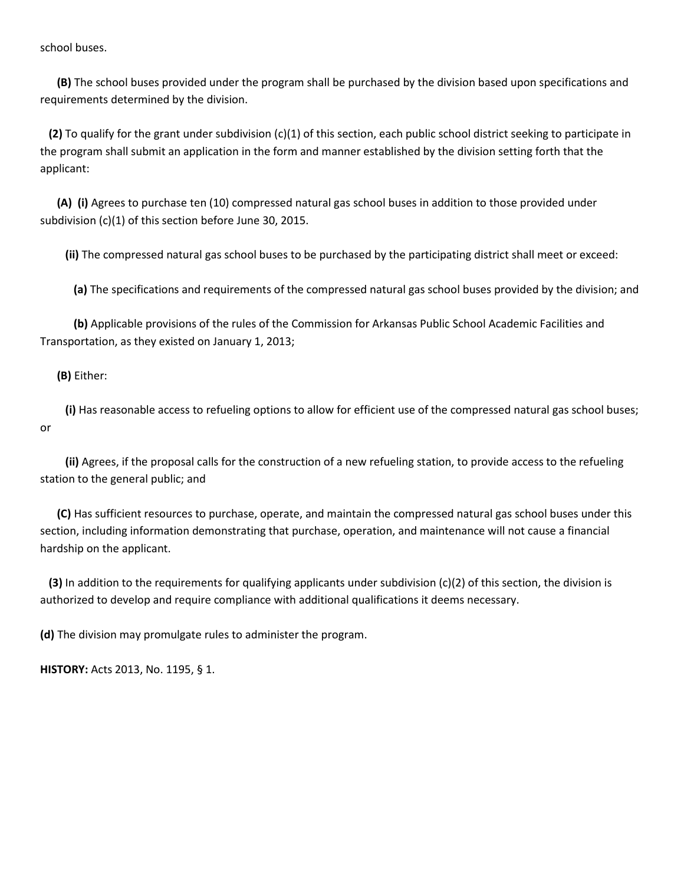school buses.

**(B)** The school buses provided under the program shall be purchased by the division based upon specifications and requirements determined by the division.

**(2)** To qualify for the grant under subdivision (c)(1) of this section, each public school district seeking to participate in the program shall submit an application in the form and manner established by the division setting forth that the applicant:

**(A)** **(i)** Agrees to purchase ten (10) compressed natural gas school buses in addition to those provided under subdivision (c)(1) of this section before June 30, 2015.

**(ii)** The compressed natural gas school buses to be purchased by the participating district shall meet or exceed:

**(a)** The specifications and requirements of the compressed natural gas school buses provided by the division; and

**(b)** Applicable provisions of the rules of the Commission for Arkansas Public School Academic Facilities and Transportation, as they existed on January 1, 2013;

**(B)** Either:

**(i)** Has reasonable access to refueling options to allow for efficient use of the compressed natural gas school buses; or

**(ii)** Agrees, if the proposal calls for the construction of a new refueling station, to provide access to the refueling station to the general public; and

**(C)** Has sufficient resources to purchase, operate, and maintain the compressed natural gas school buses under this section, including information demonstrating that purchase, operation, and maintenance will not cause a financial hardship on the applicant.

**(3)** In addition to the requirements for qualifying applicants under subdivision (c)(2) of this section, the division is authorized to develop and require compliance with additional qualifications it deems necessary.

**(d)** The division may promulgate rules to administer the program.

**HISTORY:** Acts 2013, No. 1195, § 1.